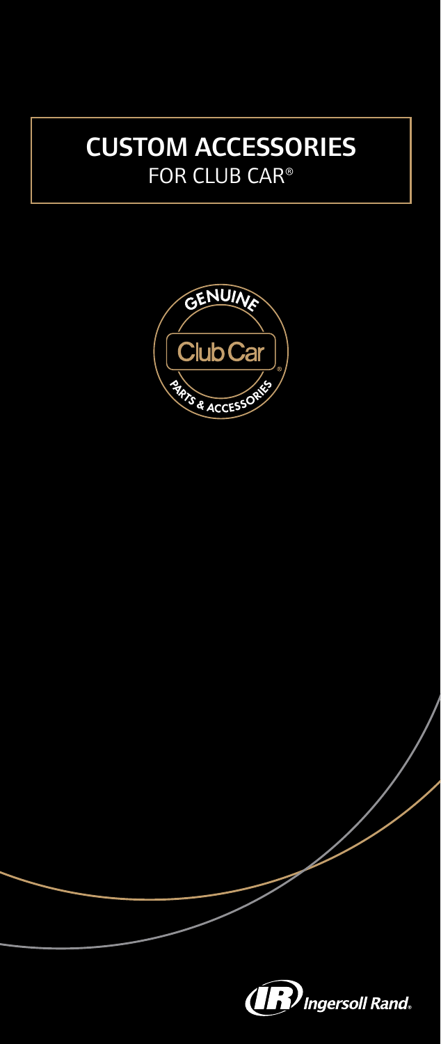# CUSTOM ACCESSORIES
FOR CLUB CAR®

GENUINE

Club Car®

PARTS & ACCESSORIES

Ingersoll Rand.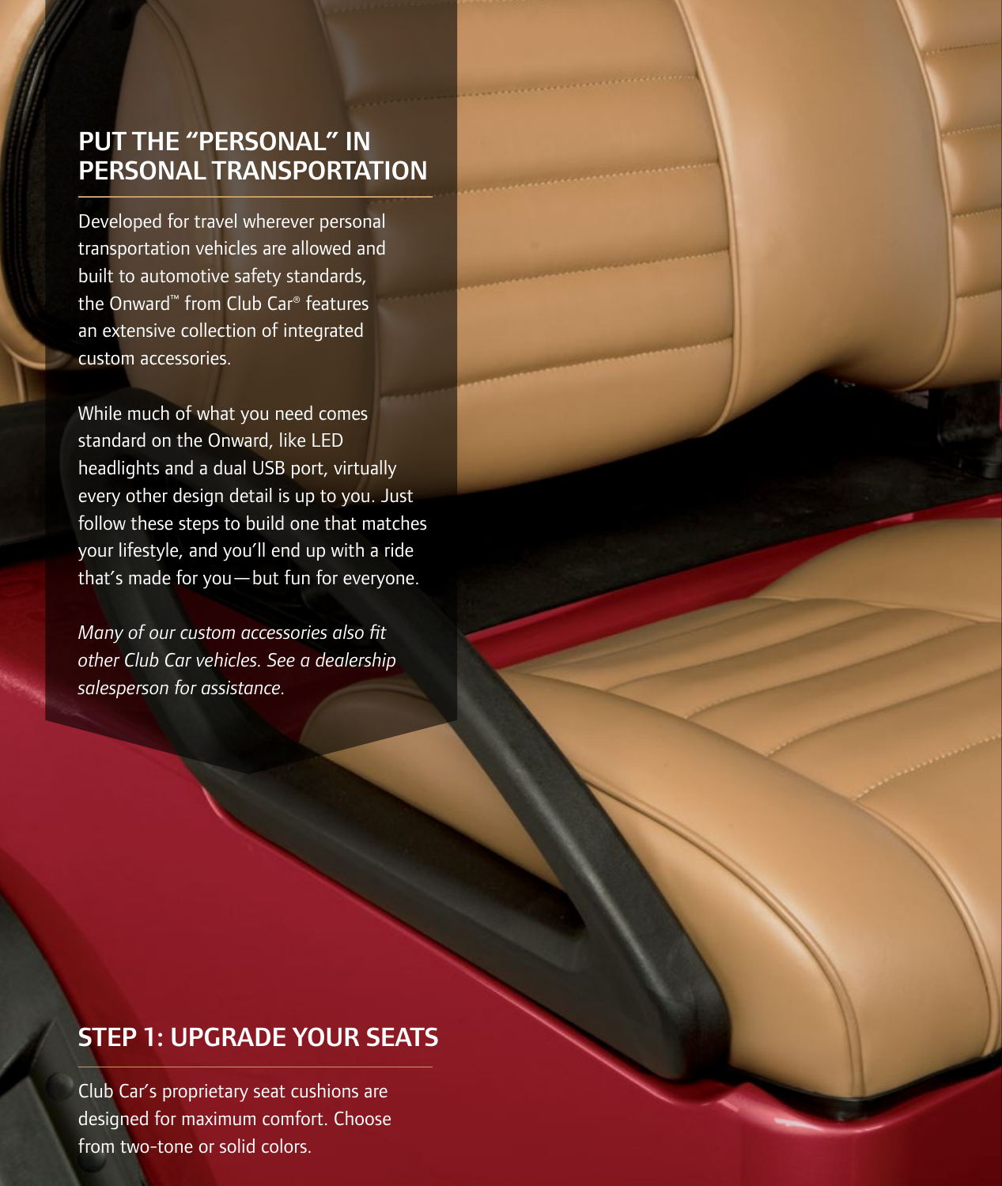## PUT THE "PERSONAL" IN PERSONAL TRANSPORTATION

Developed for travel wherever personal transportation vehicles are allowed and built to automotive safety standards, the Onward™ from Club Car® features an extensive collection of integrated custom accessories.

While much of what you need comes standard on the Onward, like LED headlights and a dual USB port, virtually every other design detail is up to you. Just follow these steps to build one that matches your lifestyle, and you'll end up with a ride that's made for you—but fun for everyone.

*Many of our custom accessories also fit other Club Car vehicles. See a dealership salesperson for assistance.*

## STEP 1: UPGRADE YOUR SEATS

Club Car's proprietary seat cushions are designed for maximum comfort. Choose from two-tone or solid colors.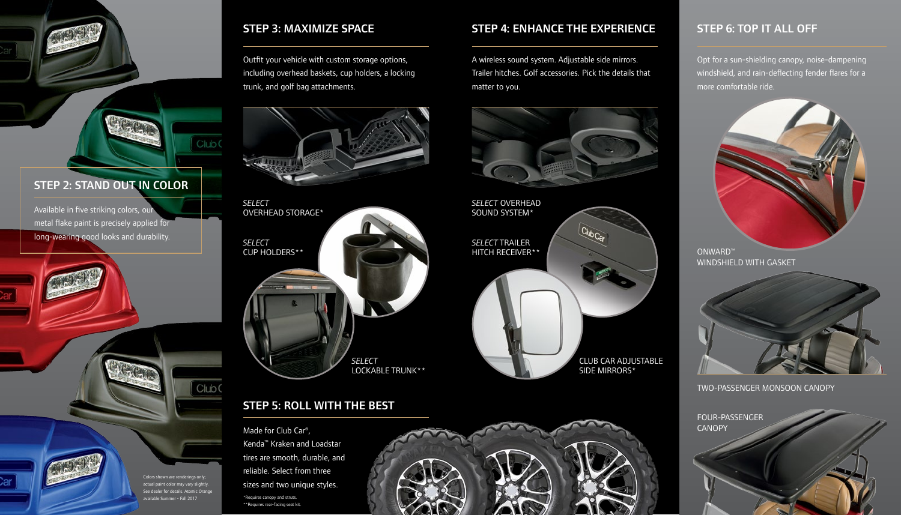## STEP 2: STAND OUT IN COLOR

Available in five striking colors, our metal flake paint is precisely applied for long-wearing good looks and durability.

Colors shown are renderings only; actual paint color may vary slightly. See dealer for details. Atomic Orange available Summer - Fall 2017

## STEP 3: MAXIMIZE SPACE

Outfit your vehicle with custom storage options, including overhead baskets, cup holders, a locking trunk, and golf bag attachments.

*SELECT* OVERHEAD STORAGE*

*SELECT* CUP HOLDERS**

*SELECT* LOCKABLE TRUNK**

## STEP 4: ENHANCE THE EXPERIENCE

A wireless sound system. Adjustable side mirrors. Trailer hitches. Golf accessories. Pick the details that matter to you.

*SELECT* OVERHEAD SOUND SYSTEM*

*SELECT* TRAILER HITCH RECEIVER**

CLUB CAR ADJUSTABLE SIDE MIRRORS*

## STEP 5: ROLL WITH THE BEST

Made for Club Car®, Kenda™ Kraken and Loadstar tires are smooth, durable, and reliable. Select from three sizes and two unique styles.

*Requires canopy and struts.
**Requires rear-facing seat kit.

## STEP 6: TOP IT ALL OFF

Opt for a sun-shielding canopy, noise-dampening windshield, and rain-deflecting fender flares for a more comfortable ride.

ONWARD™ WINDSHIELD WITH GASKET

TWO-PASSENGER MONSOON CANOPY

FOUR-PASSENGER CANOPY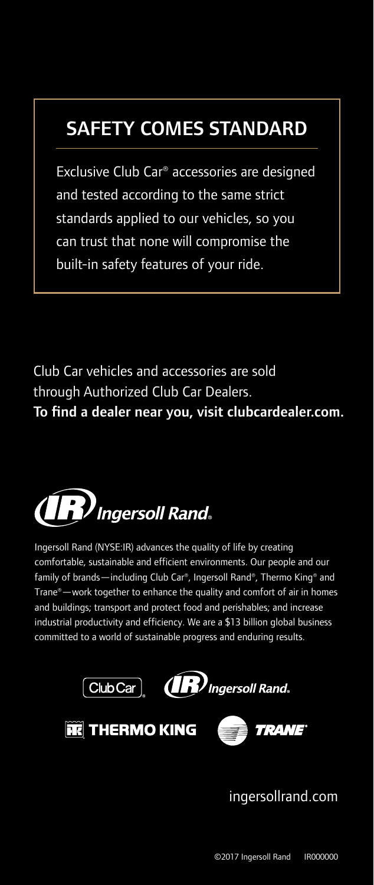## SAFETY COMES STANDARD

Exclusive Club Car® accessories are designed and tested according to the same strict standards applied to our vehicles, so you can trust that none will compromise the built-in safety features of your ride.

Club Car vehicles and accessories are sold through Authorized Club Car Dealers.
**To find a dealer near you, visit clubcardealer.com.**

Ingersoll Rand

Ingersoll Rand (NYSE:IR) advances the quality of life by creating comfortable, sustainable and efficient environments. Our people and our family of brands—including Club Car®, Ingersoll Rand®, Thermo King® and Trane®—work together to enhance the quality and comfort of air in homes and buildings; transport and protect food and perishables; and increase industrial productivity and efficiency. We are a $13 billion global business committed to a world of sustainable progress and enduring results.

Club Car
Ingersoll Rand
THERMO KING
TRANE

ingersollrand.com

©2017 Ingersoll Rand IR000000